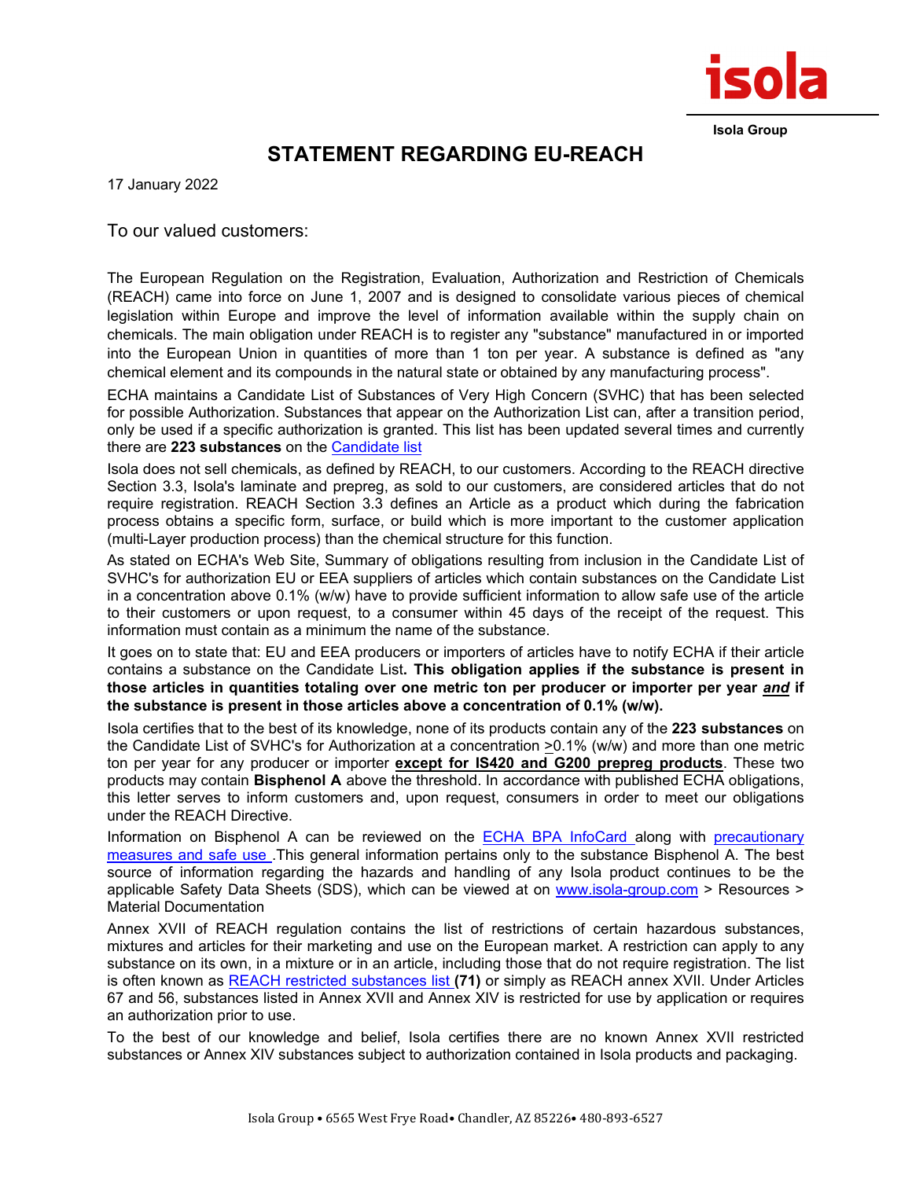isola

Isola Group

# STATEMENT REGARDING EU-REACH

17 January 2022

To our valued customers:

The European Regulation on the Registration, Evaluation, Authorization and Restriction of Chemicals (REACH) came into force on June 1, 2007 and is designed to consolidate various pieces of chemical legislation within Europe and improve the level of information available within the supply chain on chemicals. The main obligation under REACH is to register any "substance" manufactured in or imported into the European Union in quantities of more than 1 ton per year. A substance is defined as "any chemical element and its compounds in the natural state or obtained by any manufacturing process".

ECHA maintains a Candidate List of Substances of Very High Concern (SVHC) that has been selected for possible Authorization. Substances that appear on the Authorization List can, after a transition period, only be used if a specific authorization is granted. This list has been updated several times and currently there are **223 substances** on the Candidate list

Isola does not sell chemicals, as defined by REACH, to our customers. According to the REACH directive Section 3.3, Isola's laminate and prepreg, as sold to our customers, are considered articles that do not require registration. REACH Section 3.3 defines an Article as a product which during the fabrication process obtains a specific form, surface, or build which is more important to the customer application (multi-Layer production process) than the chemical structure for this function.

As stated on ECHA's Web Site, Summary of obligations resulting from inclusion in the Candidate List of SVHC's for authorization EU or EEA suppliers of articles which contain substances on the Candidate List in a concentration above 0.1% (w/w) have to provide sufficient information to allow safe use of the article to their customers or upon request, to a consumer within 45 days of the receipt of the request. This information must contain as a minimum the name of the substance.

It goes on to state that: EU and EEA producers or importers of articles have to notify ECHA if their article contains a substance on the Candidate List**. This obligation applies if the substance is present in those articles in quantities totaling over one metric ton per producer or importer per year *and* if the substance is present in those articles above a concentration of 0.1% (w/w).**

Isola certifies that to the best of its knowledge, none of its products contain any of the **223 substances** on the Candidate List of SVHC's for Authorization at a concentration $\geq$0.1% (w/w) and more than one metric ton per year for any producer or importer **except for IS420 and G200 prepreg products**. These two products may contain **Bisphenol A** above the threshold. In accordance with published ECHA obligations, this letter serves to inform customers and, upon request, consumers in order to meet our obligations under the REACH Directive.

Information on Bisphenol A can be reviewed on the ECHA BPA InfoCard along with precautionary measures and safe use .This general information pertains only to the substance Bisphenol A. The best source of information regarding the hazards and handling of any Isola product continues to be the applicable Safety Data Sheets (SDS), which can be viewed at on www.isola-group.com > Resources > Material Documentation

Annex XVII of REACH regulation contains the list of restrictions of certain hazardous substances, mixtures and articles for their marketing and use on the European market. A restriction can apply to any substance on its own, in a mixture or in an article, including those that do not require registration. The list is often known as REACH restricted substances list **(71)** or simply as REACH annex XVII. Under Articles 67 and 56, substances listed in Annex XVII and Annex XIV is restricted for use by application or requires an authorization prior to use.

To the best of our knowledge and belief, Isola certifies there are no known Annex XVII restricted substances or Annex XIV substances subject to authorization contained in Isola products and packaging.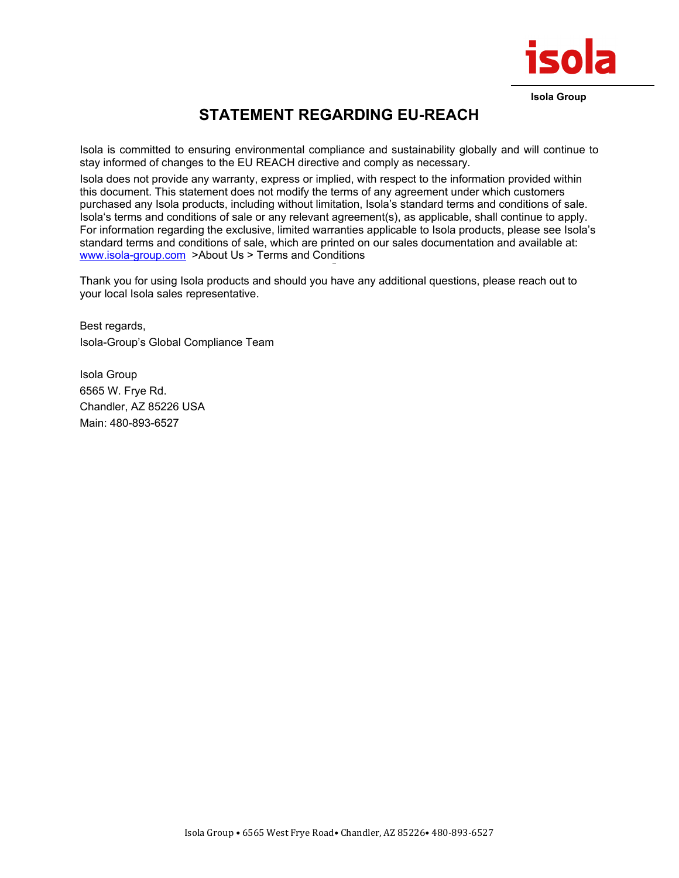isola

Isola Group

# STATEMENT REGARDING EU-REACH

Isola is committed to ensuring environmental compliance and sustainability globally and will continue to stay informed of changes to the EU REACH directive and comply as necessary.

Isola does not provide any warranty, express or implied, with respect to the information provided within this document. This statement does not modify the terms of any agreement under which customers purchased any Isola products, including without limitation, Isola's standard terms and conditions of sale. Isola's terms and conditions of sale or any relevant agreement(s), as applicable, shall continue to apply. For information regarding the exclusive, limited warranties applicable to Isola products, please see Isola's standard terms and conditions of sale, which are printed on our sales documentation and available at: www.isola-group.com >About Us > Terms and Conditions

Thank you for using Isola products and should you have any additional questions, please reach out to your local Isola sales representative.

Best regards,
Isola-Group's Global Compliance Team

Isola Group
6565 W. Frye Rd.
Chandler, AZ 85226 USA
Main: 480-893-6527

Isola Group • 6565 West Frye Road• Chandler, AZ 85226• 480-893-6527